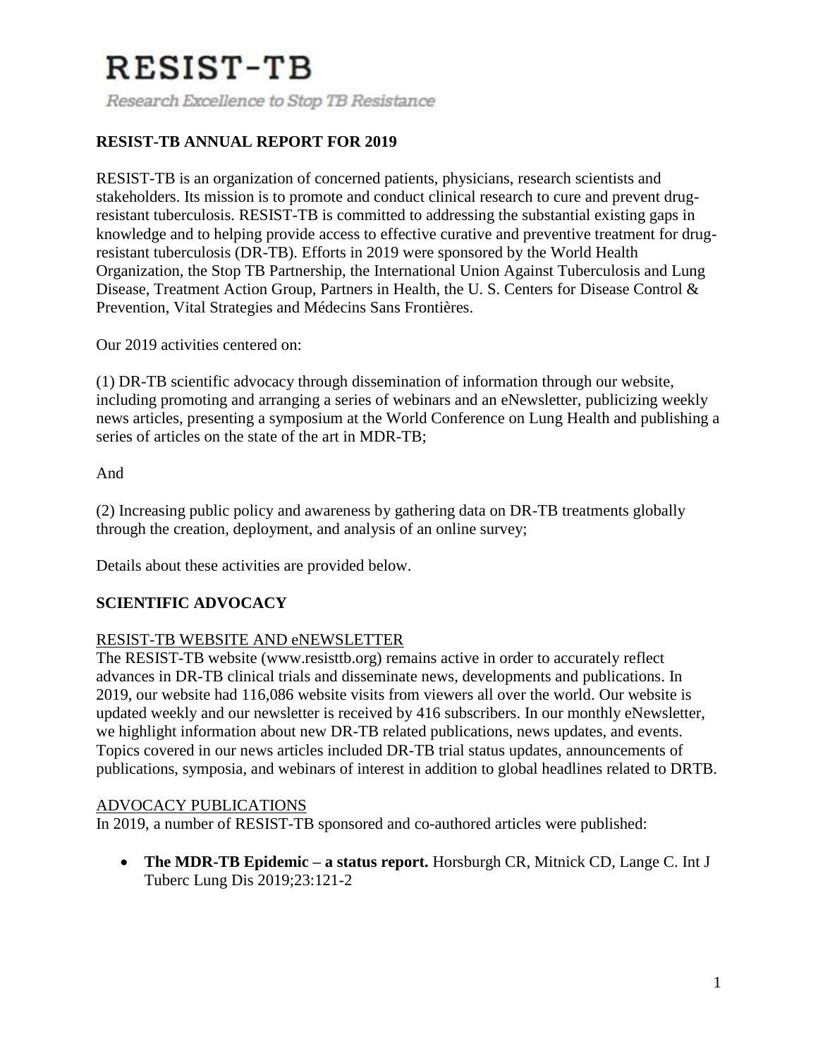# RESIST-TB

*Research Excellence to Stop TB Resistance*

## RESIST-TB ANNUAL REPORT FOR 2019

RESIST-TB is an organization of concerned patients, physicians, research scientists and stakeholders. Its mission is to promote and conduct clinical research to cure and prevent drug-resistant tuberculosis. RESIST-TB is committed to addressing the substantial existing gaps in knowledge and to helping provide access to effective curative and preventive treatment for drug-resistant tuberculosis (DR-TB). Efforts in 2019 were sponsored by the World Health Organization, the Stop TB Partnership, the International Union Against Tuberculosis and Lung Disease, Treatment Action Group, Partners in Health, the U. S. Centers for Disease Control & Prevention, Vital Strategies and Médecins Sans Frontières.

Our 2019 activities centered on:

(1) DR-TB scientific advocacy through dissemination of information through our website, including promoting and arranging a series of webinars and an eNewsletter, publicizing weekly news articles, presenting a symposium at the World Conference on Lung Health and publishing a series of articles on the state of the art in MDR-TB;

And

(2) Increasing public policy and awareness by gathering data on DR-TB treatments globally through the creation, deployment, and analysis of an online survey;

Details about these activities are provided below.

## SCIENTIFIC ADVOCACY

### RESIST-TB WEBSITE AND eNEWSLETTER

The RESIST-TB website (www.resisttb.org) remains active in order to accurately reflect advances in DR-TB clinical trials and disseminate news, developments and publications. In 2019, our website had 116,086 website visits from viewers all over the world. Our website is updated weekly and our newsletter is received by 416 subscribers. In our monthly eNewsletter, we highlight information about new DR-TB related publications, news updates, and events. Topics covered in our news articles included DR-TB trial status updates, announcements of publications, symposia, and webinars of interest in addition to global headlines related to DRTB.

### ADVOCACY PUBLICATIONS

In 2019, a number of RESIST-TB sponsored and co-authored articles were published:

- **The MDR-TB Epidemic – a status report.** Horsburgh CR, Mitnick CD, Lange C. Int J Tuberc Lung Dis 2019;23:121-2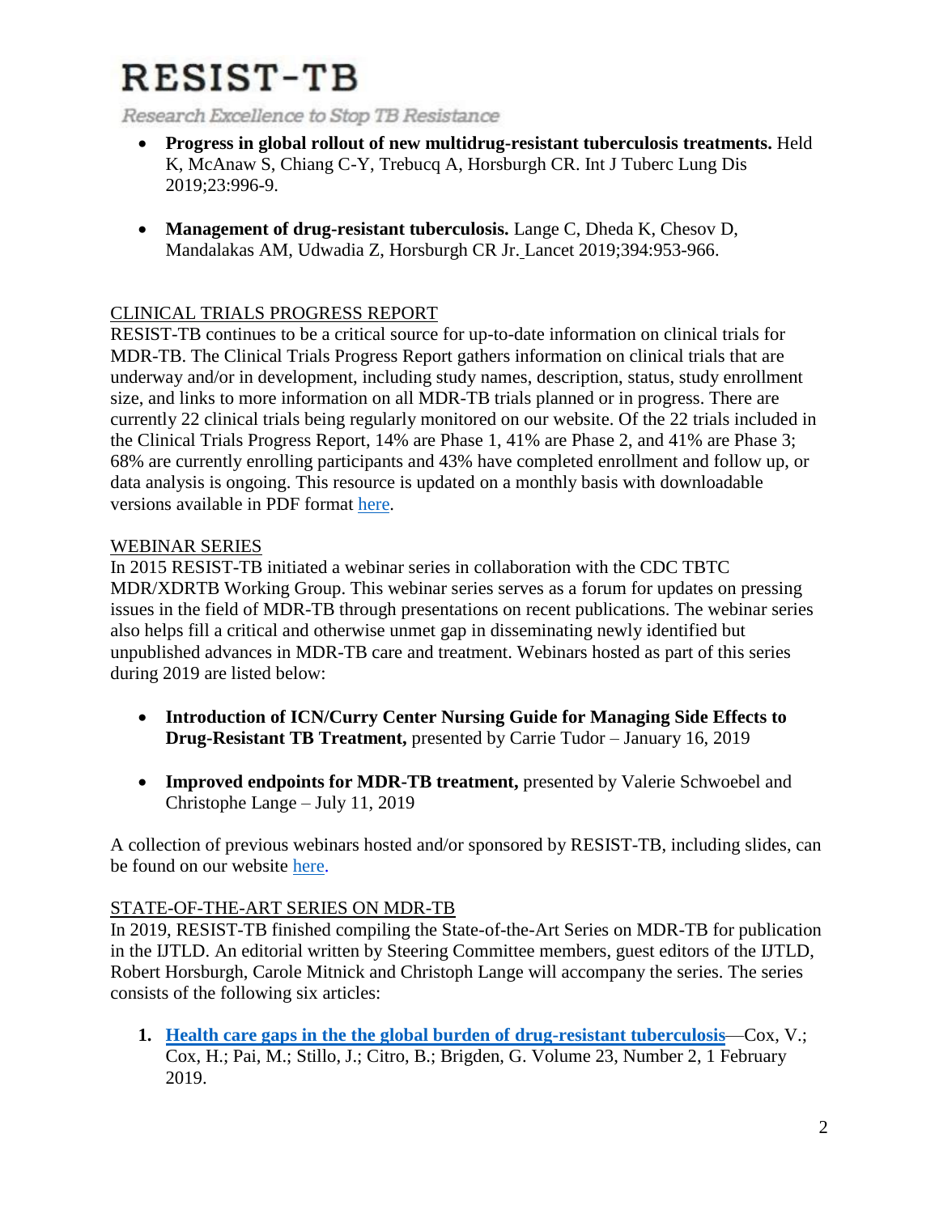# RESIST-TB

*Research Excellence to Stop TB Resistance*

- **Progress in global rollout of new multidrug-resistant tuberculosis treatments.** Held K, McAnaw S, Chiang C-Y, Trebucq A, Horsburgh CR. Int J Tuberc Lung Dis 2019;23:996-9.

- **Management of drug-resistant tuberculosis.** Lange C, Dheda K, Chesov D, Mandalakas AM, Udwadia Z, Horsburgh CR Jr. Lancet 2019;394:953-966.

## CLINICAL TRIALS PROGRESS REPORT

RESIST-TB continues to be a critical source for up-to-date information on clinical trials for MDR-TB. The Clinical Trials Progress Report gathers information on clinical trials that are underway and/or in development, including study names, description, status, study enrollment size, and links to more information on all MDR-TB trials planned or in progress. There are currently 22 clinical trials being regularly monitored on our website. Of the 22 trials included in the Clinical Trials Progress Report, 14% are Phase 1, 41% are Phase 2, and 41% are Phase 3; 68% are currently enrolling participants and 43% have completed enrollment and follow up, or data analysis is ongoing. This resource is updated on a monthly basis with downloadable versions available in PDF format here.

## WEBINAR SERIES

In 2015 RESIST-TB initiated a webinar series in collaboration with the CDC TBTC MDR/XDRTB Working Group. This webinar series serves as a forum for updates on pressing issues in the field of MDR-TB through presentations on recent publications. The webinar series also helps fill a critical and otherwise unmet gap in disseminating newly identified but unpublished advances in MDR-TB care and treatment. Webinars hosted as part of this series during 2019 are listed below:

- **Introduction of ICN/Curry Center Nursing Guide for Managing Side Effects to Drug-Resistant TB Treatment,** presented by Carrie Tudor – January 16, 2019

- **Improved endpoints for MDR-TB treatment,** presented by Valerie Schwoebel and Christophe Lange – July 11, 2019

A collection of previous webinars hosted and/or sponsored by RESIST-TB, including slides, can be found on our website here.

## STATE-OF-THE-ART SERIES ON MDR-TB

In 2019, RESIST-TB finished compiling the State-of-the-Art Series on MDR-TB for publication in the IJTLD. An editorial written by Steering Committee members, guest editors of the IJTLD, Robert Horsburgh, Carole Mitnick and Christoph Lange will accompany the series. The series consists of the following six articles:

1. **Health care gaps in the the global burden of drug-resistant tuberculosis**—Cox, V.; Cox, H.; Pai, M.; Stillo, J.; Citro, B.; Brigden, G. Volume 23, Number 2, 1 February 2019.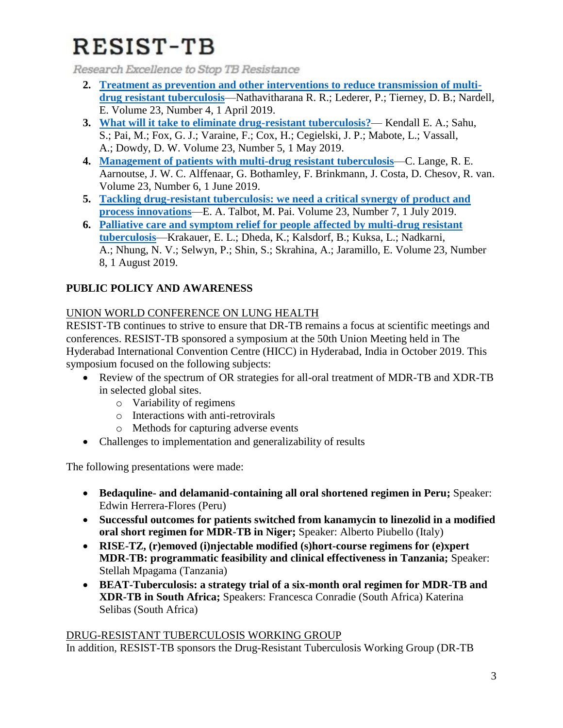2. **[Treatment as prevention and other interventions to reduce transmission of multi-drug resistant tuberculosis]()**—Nathavitharana R. R.; Lederer, P.; Tierney, D. B.; Nardell, E. Volume 23, Number 4, 1 April 2019.
3. **[What will it take to eliminate drug-resistant tuberculosis?]()**— Kendall E. A.; Sahu, S.; Pai, M.; Fox, G. J.; Varaine, F.; Cox, H.; Cegielski, J. P.; Mabote, L.; Vassall, A.; Dowdy, D. W. Volume 23, Number 5, 1 May 2019.
4. **[Management of patients with multi-drug resistant tuberculosis]()**—C. Lange, R. E. Aarnoutse, J. W. C. Alffenaar, G. Bothamley, F. Brinkmann, J. Costa, D. Chesov, R. van. Volume 23, Number 6, 1 June 2019.
5. **[Tackling drug-resistant tuberculosis: we need a critical synergy of product and process innovations]()**—E. A. Talbot, M. Pai. Volume 23, Number 7, 1 July 2019.
6. **[Palliative care and symptom relief for people affected by multi-drug resistant tuberculosis]()**—Krakauer, E. L.; Dheda, K.; Kalsdorf, B.; Kuksa, L.; Nadkarni, A.; Nhung, N. V.; Selwyn, P.; Shin, S.; Skrahina, A.; Jaramillo, E. Volume 23, Number 8, 1 August 2019.

## PUBLIC POLICY AND AWARENESS

### UNION WORLD CONFERENCE ON LUNG HEALTH

RESIST-TB continues to strive to ensure that DR-TB remains a focus at scientific meetings and conferences. RESIST-TB sponsored a symposium at the 50th Union Meeting held in The Hyderabad International Convention Centre (HICC) in Hyderabad, India in October 2019. This symposium focused on the following subjects:

- Review of the spectrum of OR strategies for all-oral treatment of MDR-TB and XDR-TB in selected global sites.
    - Variability of regimens
    - Interactions with anti-retrovirals
    - Methods for capturing adverse events
- Challenges to implementation and generalizability of results

The following presentations were made:

- **Bedaquline- and delamanid-containing all oral shortened regimen in Peru;** Speaker: Edwin Herrera-Flores (Peru)
- **Successful outcomes for patients switched from kanamycin to linezolid in a modified oral short regimen for MDR-TB in Niger;** Speaker: Alberto Piubello (Italy)
- **RISE-TZ, (r)emoved (i)njectable modified (s)hort-course regimens for (e)xpert MDR-TB: programmatic feasibility and clinical effectiveness in Tanzania;** Speaker: Stellah Mpagama (Tanzania)
- **BEAT-Tuberculosis: a strategy trial of a six-month oral regimen for MDR-TB and XDR-TB in South Africa;** Speakers: Francesca Conradie (South Africa) Katerina Selibas (South Africa)

### DRUG-RESISTANT TUBERCULOSIS WORKING GROUP

In addition, RESIST-TB sponsors the Drug-Resistant Tuberculosis Working Group (DR-TB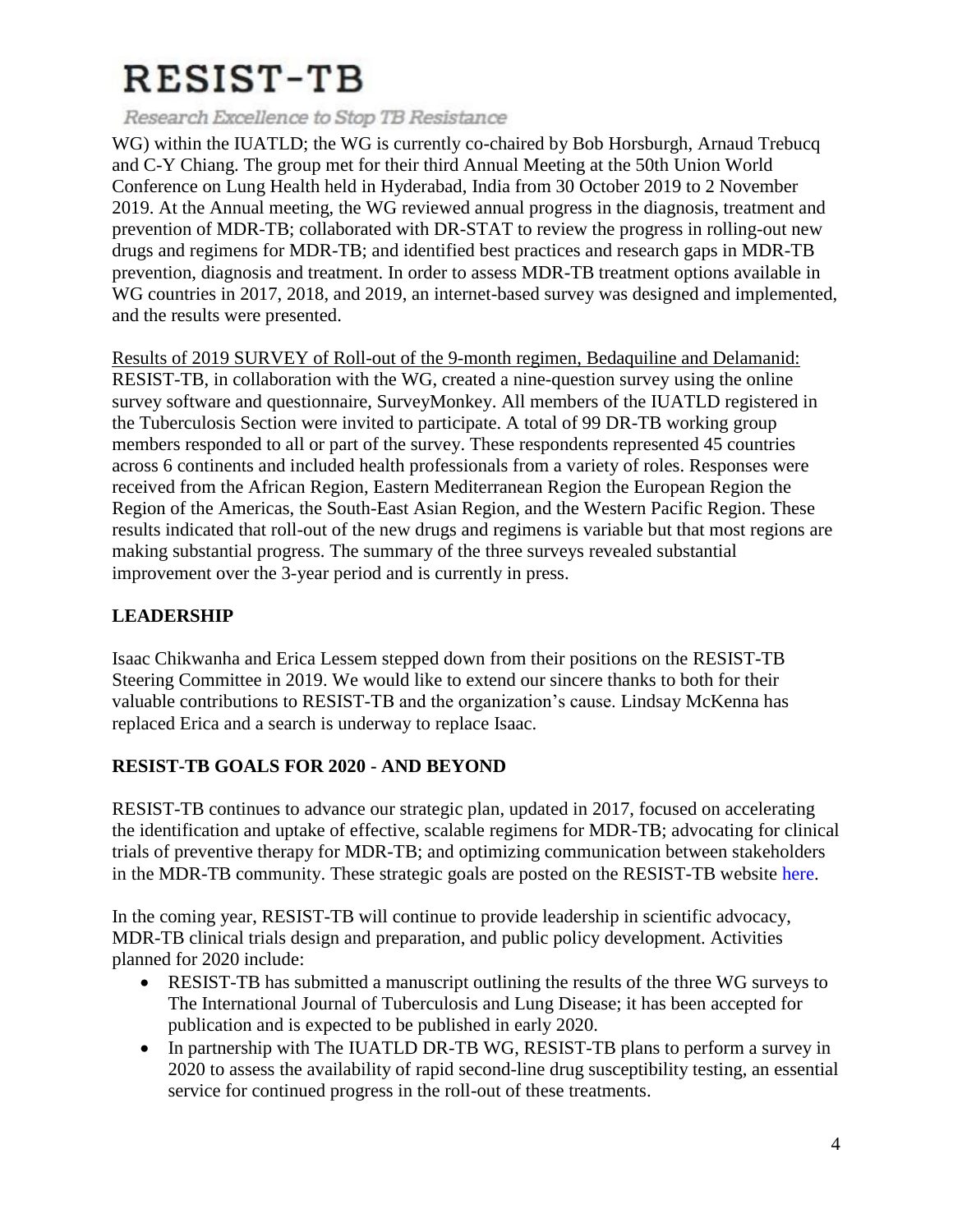WG) within the IUATLD; the WG is currently co-chaired by Bob Horsburgh, Arnaud Trebucq and C-Y Chiang. The group met for their third Annual Meeting at the 50th Union World Conference on Lung Health held in Hyderabad, India from 30 October 2019 to 2 November 2019. At the Annual meeting, the WG reviewed annual progress in the diagnosis, treatment and prevention of MDR-TB; collaborated with DR-STAT to review the progress in rolling-out new drugs and regimens for MDR-TB; and identified best practices and research gaps in MDR-TB prevention, diagnosis and treatment. In order to assess MDR-TB treatment options available in WG countries in 2017, 2018, and 2019, an internet-based survey was designed and implemented, and the results were presented.

<u>Results of 2019 SURVEY of Roll-out of the 9-month regimen, Bedaquiline and Delamanid:</u> RESIST-TB, in collaboration with the WG, created a nine-question survey using the online survey software and questionnaire, SurveyMonkey. All members of the IUATLD registered in the Tuberculosis Section were invited to participate. A total of 99 DR-TB working group members responded to all or part of the survey. These respondents represented 45 countries across 6 continents and included health professionals from a variety of roles. Responses were received from the African Region, Eastern Mediterranean Region the European Region the Region of the Americas, the South-East Asian Region, and the Western Pacific Region. These results indicated that roll-out of the new drugs and regimens is variable but that most regions are making substantial progress. The summary of the three surveys revealed substantial improvement over the 3-year period and is currently in press.

## LEADERSHIP

Isaac Chikwanha and Erica Lessem stepped down from their positions on the RESIST-TB Steering Committee in 2019. We would like to extend our sincere thanks to both for their valuable contributions to RESIST-TB and the organization's cause. Lindsay McKenna has replaced Erica and a search is underway to replace Isaac.

## RESIST-TB GOALS FOR 2020 - AND BEYOND

RESIST-TB continues to advance our strategic plan, updated in 2017, focused on accelerating the identification and uptake of effective, scalable regimens for MDR-TB; advocating for clinical trials of preventive therapy for MDR-TB; and optimizing communication between stakeholders in the MDR-TB community. These strategic goals are posted on the RESIST-TB website here.

In the coming year, RESIST-TB will continue to provide leadership in scientific advocacy, MDR-TB clinical trials design and preparation, and public policy development. Activities planned for 2020 include:

- RESIST-TB has submitted a manuscript outlining the results of the three WG surveys to The International Journal of Tuberculosis and Lung Disease; it has been accepted for publication and is expected to be published in early 2020.
- In partnership with The IUATLD DR-TB WG, RESIST-TB plans to perform a survey in 2020 to assess the availability of rapid second-line drug susceptibility testing, an essential service for continued progress in the roll-out of these treatments.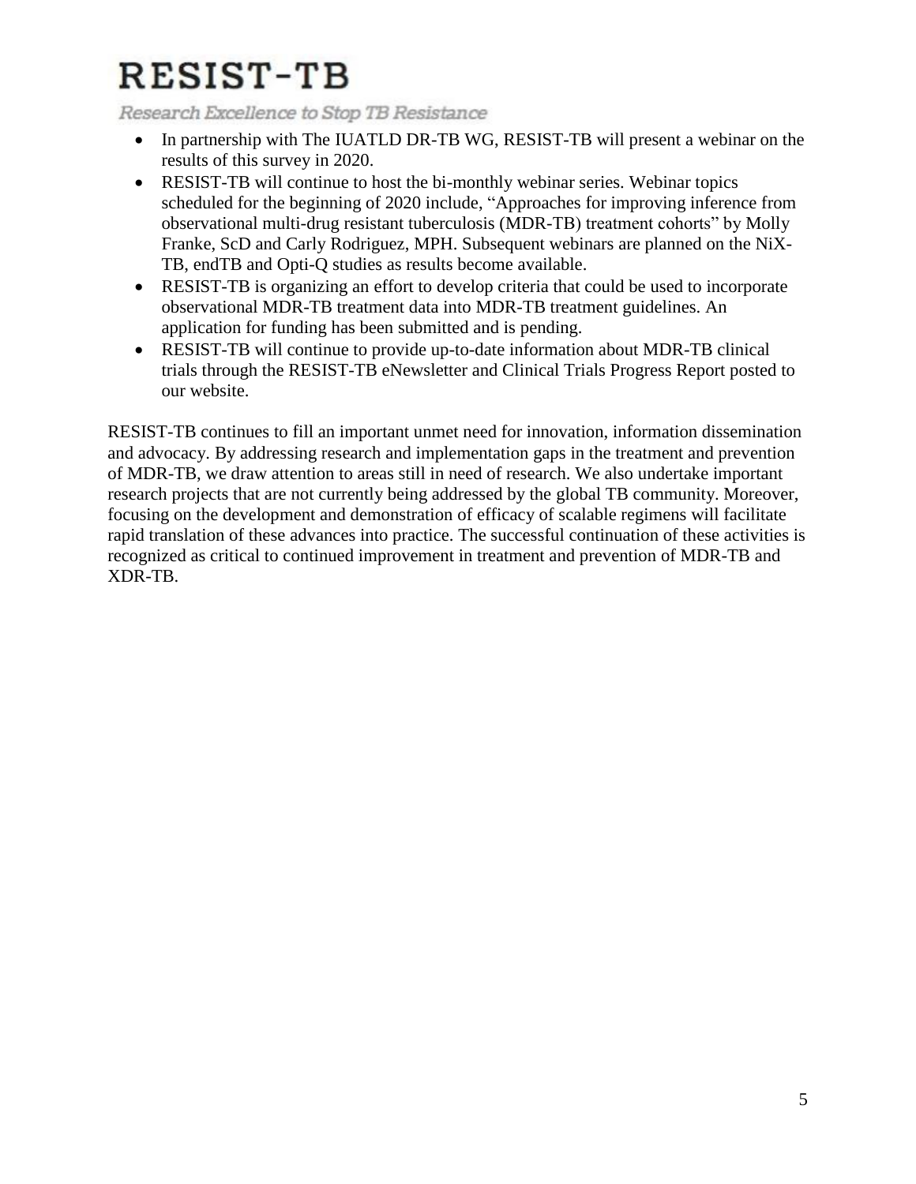- In partnership with The IUATLD DR-TB WG, RESIST-TB will present a webinar on the results of this survey in 2020.
- RESIST-TB will continue to host the bi-monthly webinar series. Webinar topics scheduled for the beginning of 2020 include, "Approaches for improving inference from observational multi-drug resistant tuberculosis (MDR-TB) treatment cohorts" by Molly Franke, ScD and Carly Rodriguez, MPH. Subsequent webinars are planned on the NiX-TB, endTB and Opti-Q studies as results become available.
- RESIST-TB is organizing an effort to develop criteria that could be used to incorporate observational MDR-TB treatment data into MDR-TB treatment guidelines. An application for funding has been submitted and is pending.
- RESIST-TB will continue to provide up-to-date information about MDR-TB clinical trials through the RESIST-TB eNewsletter and Clinical Trials Progress Report posted to our website.

RESIST-TB continues to fill an important unmet need for innovation, information dissemination and advocacy. By addressing research and implementation gaps in the treatment and prevention of MDR-TB, we draw attention to areas still in need of research. We also undertake important research projects that are not currently being addressed by the global TB community. Moreover, focusing on the development and demonstration of efficacy of scalable regimens will facilitate rapid translation of these advances into practice. The successful continuation of these activities is recognized as critical to continued improvement in treatment and prevention of MDR-TB and XDR-TB.